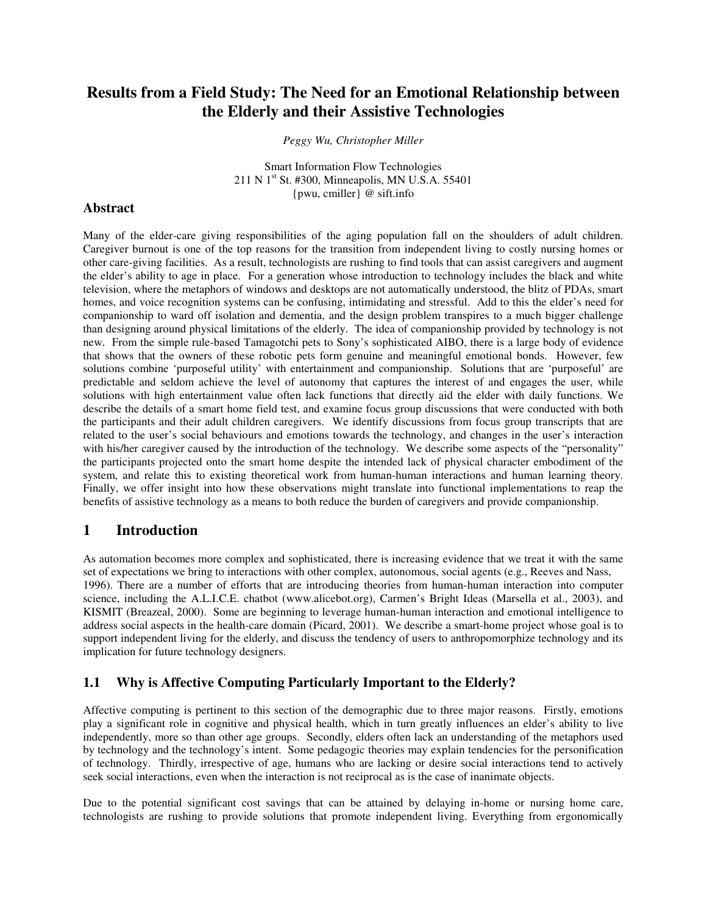# Results from a Field Study: The Need for an Emotional Relationship between the Elderly and their Assistive Technologies

*Peggy Wu, Christopher Miller*

Smart Information Flow Technologies
211 N 1st St. #300, Minneapolis, MN U.S.A. 55401
{pwu, cmiller} @ sift.info

## Abstract

Many of the elder-care giving responsibilities of the aging population fall on the shoulders of adult children. Caregiver burnout is one of the top reasons for the transition from independent living to costly nursing homes or other care-giving facilities. As a result, technologists are rushing to find tools that can assist caregivers and augment the elder's ability to age in place. For a generation whose introduction to technology includes the black and white television, where the metaphors of windows and desktops are not automatically understood, the blitz of PDAs, smart homes, and voice recognition systems can be confusing, intimidating and stressful. Add to this the elder's need for companionship to ward off isolation and dementia, and the design problem transpires to a much bigger challenge than designing around physical limitations of the elderly. The idea of companionship provided by technology is not new. From the simple rule-based Tamagotchi pets to Sony's sophisticated AIBO, there is a large body of evidence that shows that the owners of these robotic pets form genuine and meaningful emotional bonds. However, few solutions combine 'purposeful utility' with entertainment and companionship. Solutions that are 'purposeful' are predictable and seldom achieve the level of autonomy that captures the interest of and engages the user, while solutions with high entertainment value often lack functions that directly aid the elder with daily functions. We describe the details of a smart home field test, and examine focus group discussions that were conducted with both the participants and their adult children caregivers. We identify discussions from focus group transcripts that are related to the user's social behaviours and emotions towards the technology, and changes in the user's interaction with his/her caregiver caused by the introduction of the technology. We describe some aspects of the "personality" the participants projected onto the smart home despite the intended lack of physical character embodiment of the system, and relate this to existing theoretical work from human-human interactions and human learning theory. Finally, we offer insight into how these observations might translate into functional implementations to reap the benefits of assistive technology as a means to both reduce the burden of caregivers and provide companionship.

## 1 Introduction

As automation becomes more complex and sophisticated, there is increasing evidence that we treat it with the same set of expectations we bring to interactions with other complex, autonomous, social agents (e.g., Reeves and Nass, 1996). There are a number of efforts that are introducing theories from human-human interaction into computer science, including the A.L.I.C.E. chatbot (www.alicebot.org), Carmen's Bright Ideas (Marsella et al., 2003), and KISMIT (Breazeal, 2000). Some are beginning to leverage human-human interaction and emotional intelligence to address social aspects in the health-care domain (Picard, 2001). We describe a smart-home project whose goal is to support independent living for the elderly, and discuss the tendency of users to anthropomorphize technology and its implication for future technology designers.

### 1.1 Why is Affective Computing Particularly Important to the Elderly?

Affective computing is pertinent to this section of the demographic due to three major reasons. Firstly, emotions play a significant role in cognitive and physical health, which in turn greatly influences an elder's ability to live independently, more so than other age groups. Secondly, elders often lack an understanding of the metaphors used by technology and the technology's intent. Some pedagogic theories may explain tendencies for the personification of technology. Thirdly, irrespective of age, humans who are lacking or desire social interactions tend to actively seek social interactions, even when the interaction is not reciprocal as is the case of inanimate objects.

Due to the potential significant cost savings that can be attained by delaying in-home or nursing home care, technologists are rushing to provide solutions that promote independent living. Everything from ergonomically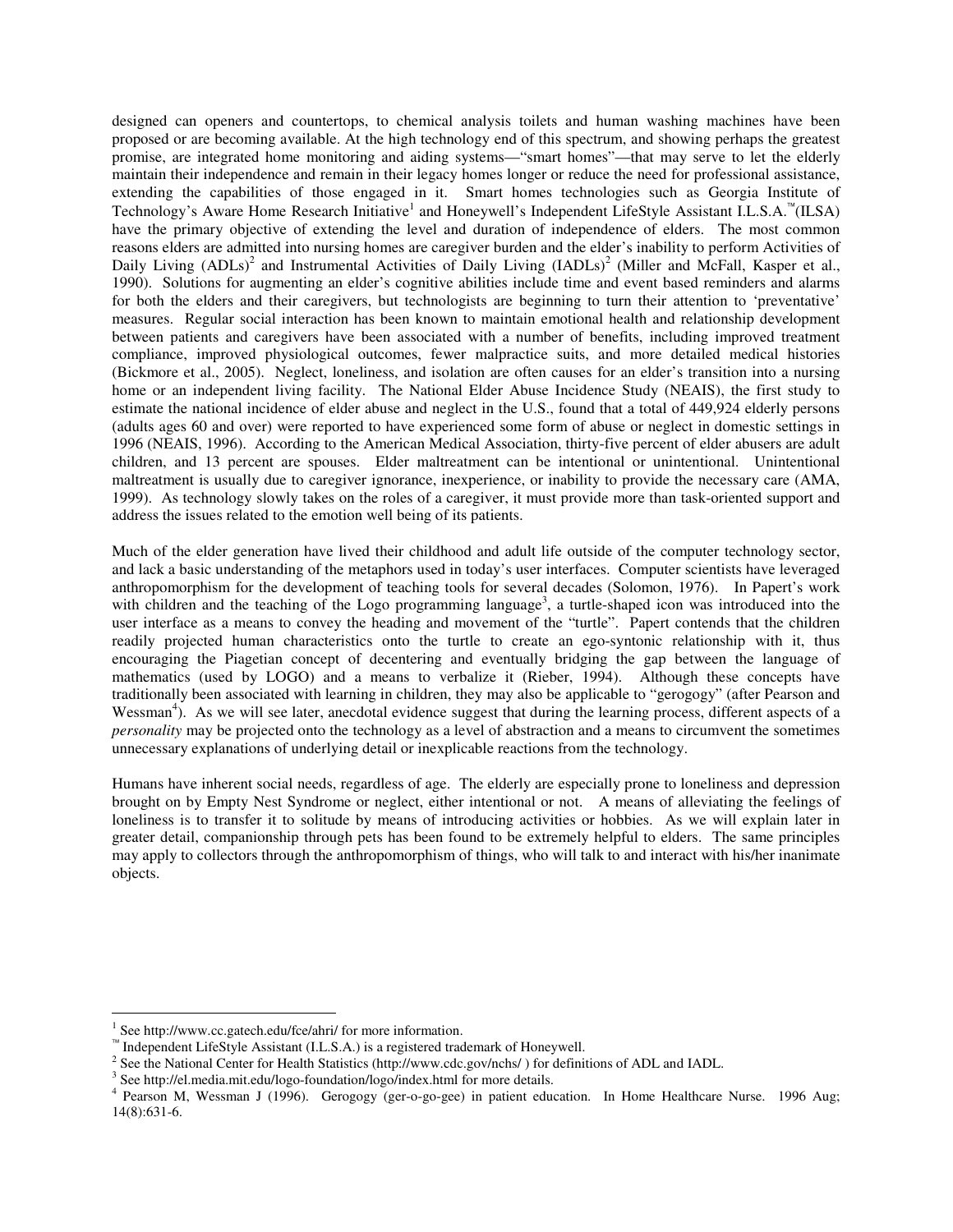designed can openers and countertops, to chemical analysis toilets and human washing machines have been proposed or are becoming available. At the high technology end of this spectrum, and showing perhaps the greatest promise, are integrated home monitoring and aiding systems—"smart homes"—that may serve to let the elderly maintain their independence and remain in their legacy homes longer or reduce the need for professional assistance, extending the capabilities of those engaged in it. Smart homes technologies such as Georgia Institute of Technology's Aware Home Research Initiative[1] and Honeywell's Independent LifeStyle Assistant I.L.S.A.™(ILSA) have the primary objective of extending the level and duration of independence of elders. The most common reasons elders are admitted into nursing homes are caregiver burden and the elder's inability to perform Activities of Daily Living (ADLs)[2] and Instrumental Activities of Daily Living (IADLs)[2] (Miller and McFall, Kasper et al., 1990). Solutions for augmenting an elder's cognitive abilities include time and event based reminders and alarms for both the elders and their caregivers, but technologists are beginning to turn their attention to 'preventative' measures. Regular social interaction has been known to maintain emotional health and relationship development between patients and caregivers have been associated with a number of benefits, including improved treatment compliance, improved physiological outcomes, fewer malpractice suits, and more detailed medical histories (Bickmore et al., 2005). Neglect, loneliness, and isolation are often causes for an elder's transition into a nursing home or an independent living facility. The National Elder Abuse Incidence Study (NEAIS), the first study to estimate the national incidence of elder abuse and neglect in the U.S., found that a total of 449,924 elderly persons (adults ages 60 and over) were reported to have experienced some form of abuse or neglect in domestic settings in 1996 (NEAIS, 1996). According to the American Medical Association, thirty-five percent of elder abusers are adult children, and 13 percent are spouses. Elder maltreatment can be intentional or unintentional. Unintentional maltreatment is usually due to caregiver ignorance, inexperience, or inability to provide the necessary care (AMA, 1999). As technology slowly takes on the roles of a caregiver, it must provide more than task-oriented support and address the issues related to the emotion well being of its patients.

Much of the elder generation have lived their childhood and adult life outside of the computer technology sector, and lack a basic understanding of the metaphors used in today's user interfaces. Computer scientists have leveraged anthropomorphism for the development of teaching tools for several decades (Solomon, 1976). In Papert's work with children and the teaching of the Logo programming language[3], a turtle-shaped icon was introduced into the user interface as a means to convey the heading and movement of the "turtle". Papert contends that the children readily projected human characteristics onto the turtle to create an ego-syntonic relationship with it, thus encouraging the Piagetian concept of decentering and eventually bridging the gap between the language of mathematics (used by LOGO) and a means to verbalize it (Rieber, 1994). Although these concepts have traditionally been associated with learning in children, they may also be applicable to "gerogogy" (after Pearson and Wessman[4]). As we will see later, anecdotal evidence suggest that during the learning process, different aspects of a *personality* may be projected onto the technology as a level of abstraction and a means to circumvent the sometimes unnecessary explanations of underlying detail or inexplicable reactions from the technology.

Humans have inherent social needs, regardless of age. The elderly are especially prone to loneliness and depression brought on by Empty Nest Syndrome or neglect, either intentional or not. A means of alleviating the feelings of loneliness is to transfer it to solitude by means of introducing activities or hobbies. As we will explain later in greater detail, companionship through pets has been found to be extremely helpful to elders. The same principles may apply to collectors through the anthropomorphism of things, who will talk to and interact with his/her inanimate objects.

---

[1] See http://www.cc.gatech.edu/fce/ahri/ for more information.

™ Independent LifeStyle Assistant (I.L.S.A.) is a registered trademark of Honeywell.

[2] See the National Center for Health Statistics (http://www.cdc.gov/nchs/ ) for definitions of ADL and IADL.

[3] See http://el.media.mit.edu/logo-foundation/logo/index.html for more details.

[4] Pearson M, Wessman J (1996). Gerogogy (ger-o-go-gee) in patient education. In Home Healthcare Nurse. 1996 Aug; 14(8):631-6.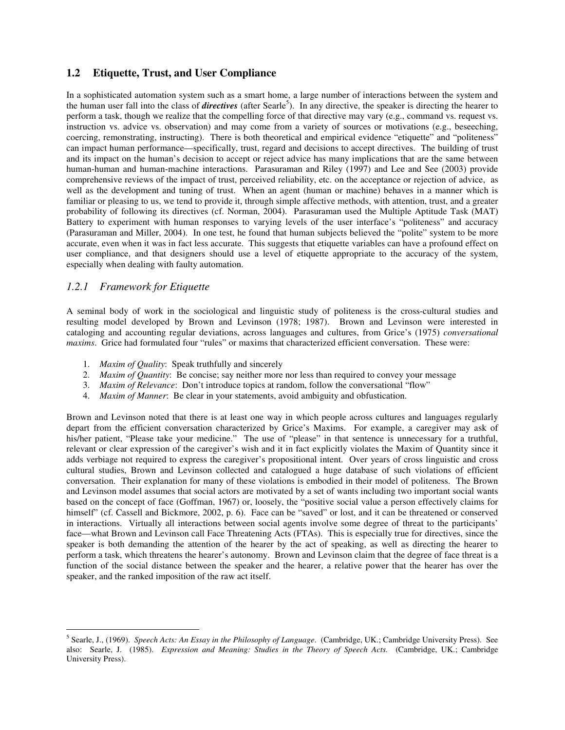## 1.2 Etiquette, Trust, and User Compliance

In a sophisticated automation system such as a smart home, a large number of interactions between the system and the human user fall into the class of ***directives*** (after Searle[5]). In any directive, the speaker is directing the hearer to perform a task, though we realize that the compelling force of that directive may vary (e.g., command vs. request vs. instruction vs. advice vs. observation) and may come from a variety of sources or motivations (e.g., beseeching, coercing, remonstrating, instructing). There is both theoretical and empirical evidence "etiquette" and "politeness" can impact human performance—specifically, trust, regard and decisions to accept directives. The building of trust and its impact on the human's decision to accept or reject advice has many implications that are the same between human-human and human-machine interactions. Parasuraman and Riley (1997) and Lee and See (2003) provide comprehensive reviews of the impact of trust, perceived reliability, etc. on the acceptance or rejection of advice, as well as the development and tuning of trust. When an agent (human or machine) behaves in a manner which is familiar or pleasing to us, we tend to provide it, through simple affective methods, with attention, trust, and a greater probability of following its directives (cf. Norman, 2004). Parasuraman used the Multiple Aptitude Task (MAT) Battery to experiment with human responses to varying levels of the user interface's "politeness" and accuracy (Parasuraman and Miller, 2004). In one test, he found that human subjects believed the "polite" system to be more accurate, even when it was in fact less accurate. This suggests that etiquette variables can have a profound effect on user compliance, and that designers should use a level of etiquette appropriate to the accuracy of the system, especially when dealing with faulty automation.

### *1.2.1 Framework for Etiquette*

A seminal body of work in the sociological and linguistic study of politeness is the cross-cultural studies and resulting model developed by Brown and Levinson (1978; 1987). Brown and Levinson were interested in cataloging and accounting regular deviations, across languages and cultures, from Grice's (1975) *conversational maxims*. Grice had formulated four "rules" or maxims that characterized efficient conversation. These were:

1. *Maxim of Quality*: Speak truthfully and sincerely
2. *Maxim of Quantity*: Be concise; say neither more nor less than required to convey your message
3. *Maxim of Relevance*: Don't introduce topics at random, follow the conversational "flow"
4. *Maxim of Manner*: Be clear in your statements, avoid ambiguity and obfustication.

Brown and Levinson noted that there is at least one way in which people across cultures and languages regularly depart from the efficient conversation characterized by Grice's Maxims. For example, a caregiver may ask of his/her patient, "Please take your medicine." The use of "please" in that sentence is unnecessary for a truthful, relevant or clear expression of the caregiver's wish and it in fact explicitly violates the Maxim of Quantity since it adds verbiage not required to express the caregiver's propositional intent. Over years of cross linguistic and cross cultural studies, Brown and Levinson collected and catalogued a huge database of such violations of efficient conversation. Their explanation for many of these violations is embodied in their model of politeness. The Brown and Levinson model assumes that social actors are motivated by a set of wants including two important social wants based on the concept of face (Goffman, 1967) or, loosely, the "positive social value a person effectively claims for himself" (cf. Cassell and Bickmore, 2002, p. 6). Face can be "saved" or lost, and it can be threatened or conserved in interactions. Virtually all interactions between social agents involve some degree of threat to the participants' face—what Brown and Levinson call Face Threatening Acts (FTAs). This is especially true for directives, since the speaker is both demanding the attention of the hearer by the act of speaking, as well as directing the hearer to perform a task, which threatens the hearer's autonomy. Brown and Levinson claim that the degree of face threat is a function of the social distance between the speaker and the hearer, a relative power that the hearer has over the speaker, and the ranked imposition of the raw act itself.

---

[5] Searle, J., (1969). *Speech Acts: An Essay in the Philosophy of Language*. (Cambridge, UK.; Cambridge University Press). See also: Searle, J. (1985). *Expression and Meaning: Studies in the Theory of Speech Acts.* (Cambridge, UK.; Cambridge University Press).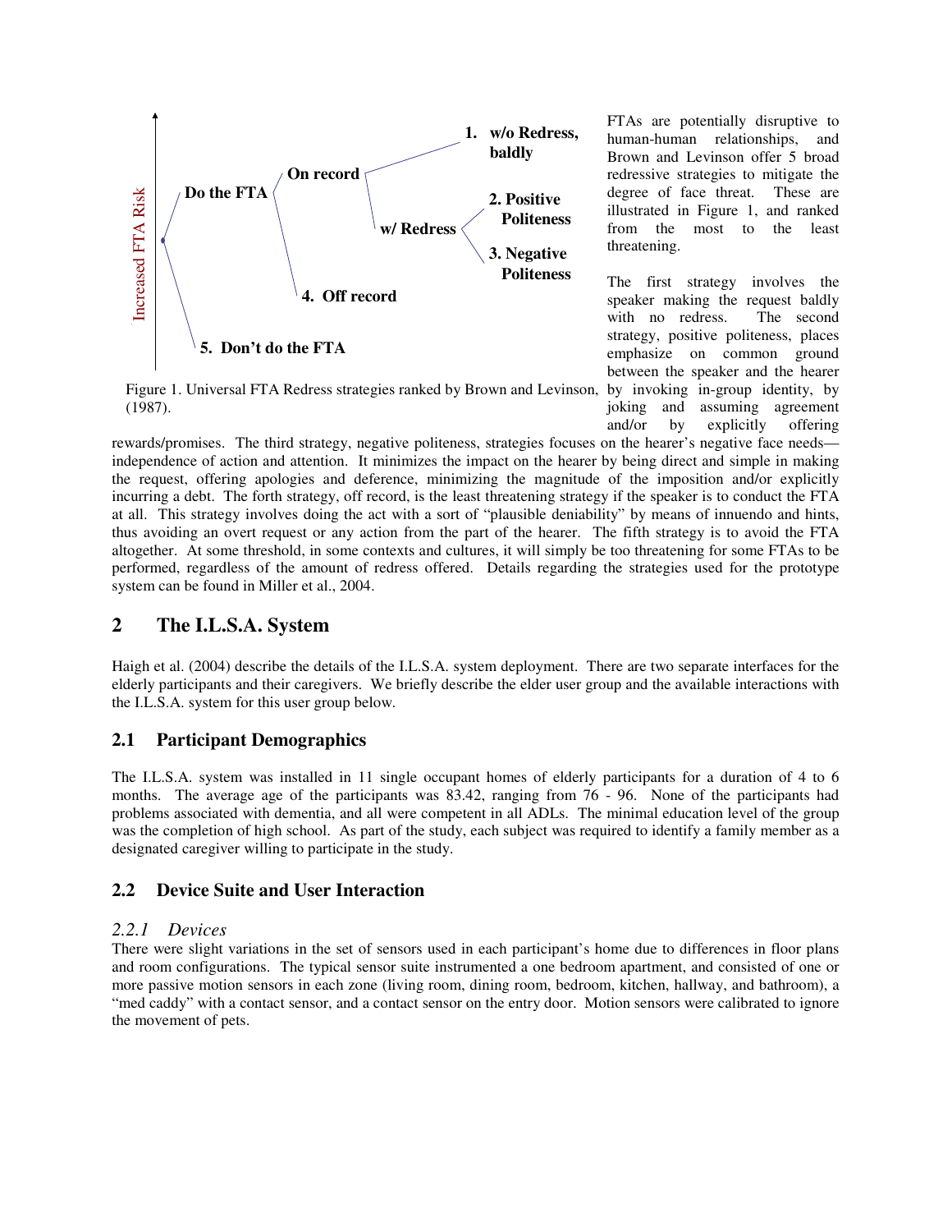Figure 1. Universal FTA Redress strategies ranked by Brown and Levinson, (1987).

FTAs are potentially disruptive to human-human relationships, and Brown and Levinson offer 5 broad redressive strategies to mitigate the degree of face threat. These are illustrated in Figure 1, and ranked from the most to the least threatening.

The first strategy involves the speaker making the request baldly with no redress. The second strategy, positive politeness, places emphasize on common ground between the speaker and the hearer by invoking in-group identity, by joking and assuming agreement and/or by explicitly offering rewards/promises. The third strategy, negative politeness, strategies focuses on the hearer's negative face needs—independence of action and attention. It minimizes the impact on the hearer by being direct and simple in making the request, offering apologies and deference, minimizing the magnitude of the imposition and/or explicitly incurring a debt. The forth strategy, off record, is the least threatening strategy if the speaker is to conduct the FTA at all. This strategy involves doing the act with a sort of "plausible deniability" by means of innuendo and hints, thus avoiding an overt request or any action from the part of the hearer. The fifth strategy is to avoid the FTA altogether. At some threshold, in some contexts and cultures, it will simply be too threatening for some FTAs to be performed, regardless of the amount of redress offered. Details regarding the strategies used for the prototype system can be found in Miller et al., 2004.

## 2 The I.L.S.A. System

Haigh et al. (2004) describe the details of the I.L.S.A. system deployment. There are two separate interfaces for the elderly participants and their caregivers. We briefly describe the elder user group and the available interactions with the I.L.S.A. system for this user group below.

### 2.1 Participant Demographics

The I.L.S.A. system was installed in 11 single occupant homes of elderly participants for a duration of 4 to 6 months. The average age of the participants was 83.42, ranging from 76 - 96. None of the participants had problems associated with dementia, and all were competent in all ADLs. The minimal education level of the group was the completion of high school. As part of the study, each subject was required to identify a family member as a designated caregiver willing to participate in the study.

### 2.2 Device Suite and User Interaction

#### *2.2.1 Devices*

There were slight variations in the set of sensors used in each participant's home due to differences in floor plans and room configurations. The typical sensor suite instrumented a one bedroom apartment, and consisted of one or more passive motion sensors in each zone (living room, dining room, bedroom, kitchen, hallway, and bathroom), a "med caddy" with a contact sensor, and a contact sensor on the entry door. Motion sensors were calibrated to ignore the movement of pets.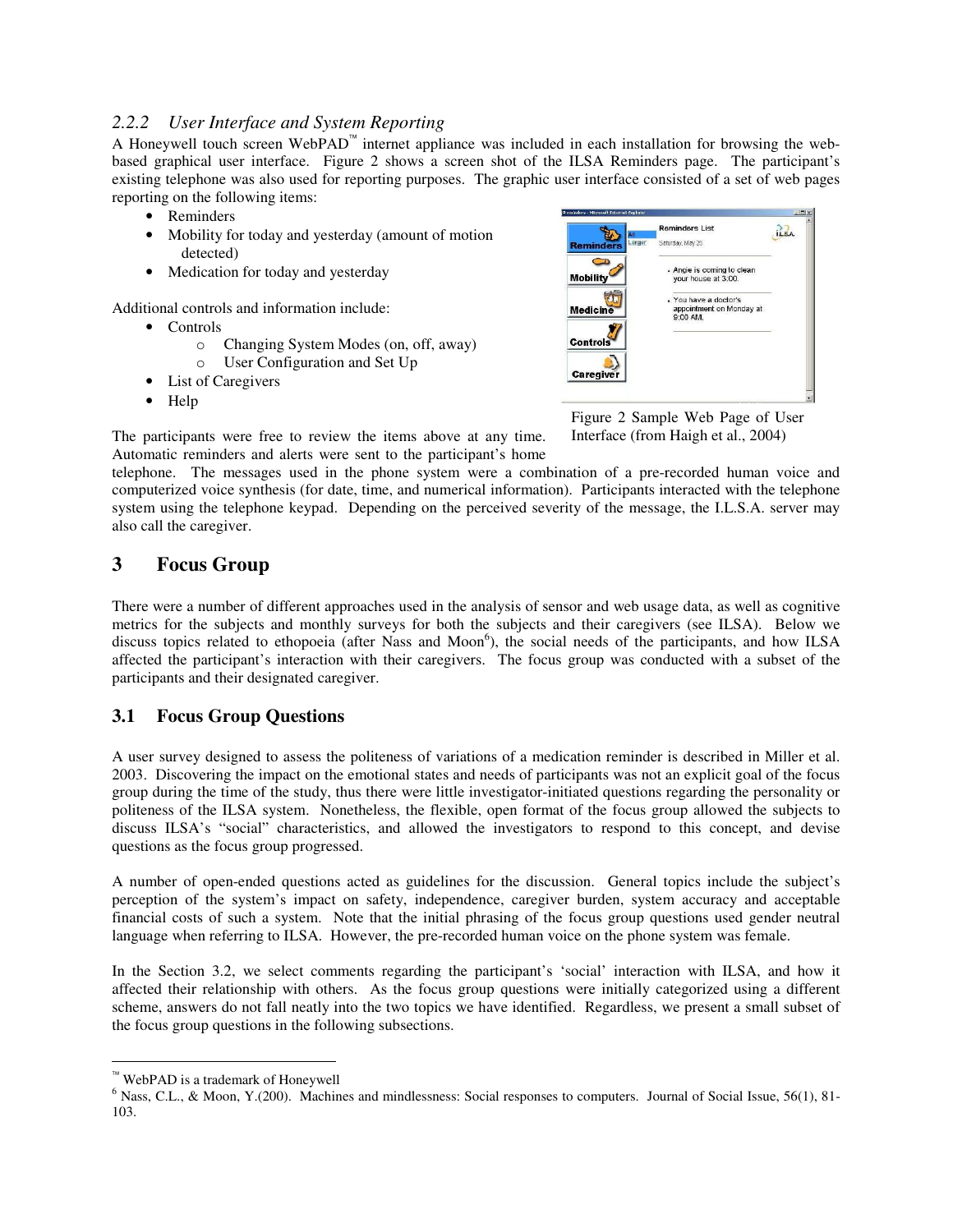### 2.2.2 *User Interface and System Reporting*

A Honeywell touch screen WebPAD™ internet appliance was included in each installation for browsing the web-based graphical user interface. Figure 2 shows a screen shot of the ILSA Reminders page. The participant's existing telephone was also used for reporting purposes. The graphic user interface consisted of a set of web pages reporting on the following items:

- Reminders
- Mobility for today and yesterday (amount of motion detected)
- Medication for today and yesterday

Additional controls and information include:

- Controls
    - Changing System Modes (on, off, away)
    - User Configuration and Set Up
- List of Caregivers
- Help

Figure 2 Sample Web Page of User Interface (from Haigh et al., 2004)

The participants were free to review the items above at any time. Automatic reminders and alerts were sent to the participant's home telephone. The messages used in the phone system were a combination of a pre-recorded human voice and computerized voice synthesis (for date, time, and numerical information). Participants interacted with the telephone system using the telephone keypad. Depending on the perceived severity of the message, the I.L.S.A. server may also call the caregiver.

## 3 Focus Group

There were a number of different approaches used in the analysis of sensor and web usage data, as well as cognitive metrics for the subjects and monthly surveys for both the subjects and their caregivers (see ILSA). Below we discuss topics related to ethopoeia (after Nass and Moon[6]), the social needs of the participants, and how ILSA affected the participant's interaction with their caregivers. The focus group was conducted with a subset of the participants and their designated caregiver.

### 3.1 Focus Group Questions

A user survey designed to assess the politeness of variations of a medication reminder is described in Miller et al. 2003. Discovering the impact on the emotional states and needs of participants was not an explicit goal of the focus group during the time of the study, thus there were little investigator-initiated questions regarding the personality or politeness of the ILSA system. Nonetheless, the flexible, open format of the focus group allowed the subjects to discuss ILSA's "social" characteristics, and allowed the investigators to respond to this concept, and devise questions as the focus group progressed.

A number of open-ended questions acted as guidelines for the discussion. General topics include the subject's perception of the system's impact on safety, independence, caregiver burden, system accuracy and acceptable financial costs of such a system. Note that the initial phrasing of the focus group questions used gender neutral language when referring to ILSA. However, the pre-recorded human voice on the phone system was female.

In the Section 3.2, we select comments regarding the participant's 'social' interaction with ILSA, and how it affected their relationship with others. As the focus group questions were initially categorized using a different scheme, answers do not fall neatly into the two topics we have identified. Regardless, we present a small subset of the focus group questions in the following subsections.

---

™ WebPAD is a trademark of Honeywell

[6] Nass, C.L., & Moon, Y.(200). Machines and mindlessness: Social responses to computers. Journal of Social Issue, 56(1), 81-103.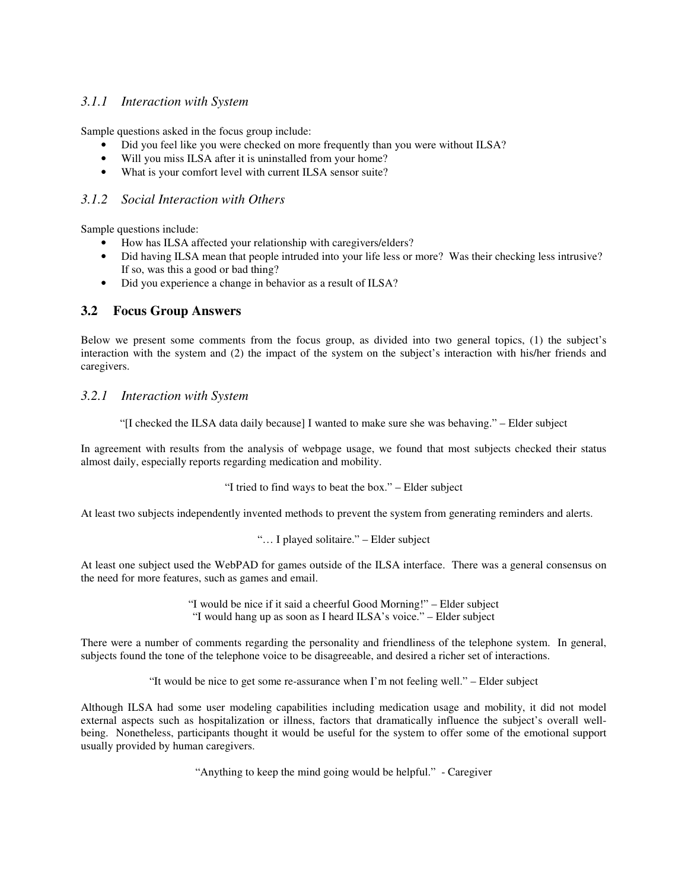### *3.1.1 Interaction with System*

Sample questions asked in the focus group include:

- Did you feel like you were checked on more frequently than you were without ILSA?
- Will you miss ILSA after it is uninstalled from your home?
- What is your comfort level with current ILSA sensor suite?

### *3.1.2 Social Interaction with Others*

Sample questions include:

- How has ILSA affected your relationship with caregivers/elders?
- Did having ILSA mean that people intruded into your life less or more? Was their checking less intrusive? If so, was this a good or bad thing?
- Did you experience a change in behavior as a result of ILSA?

## 3.2 Focus Group Answers

Below we present some comments from the focus group, as divided into two general topics, (1) the subject's interaction with the system and (2) the impact of the system on the subject's interaction with his/her friends and caregivers.

### *3.2.1 Interaction with System*

"[I checked the ILSA data daily because] I wanted to make sure she was behaving." – Elder subject

In agreement with results from the analysis of webpage usage, we found that most subjects checked their status almost daily, especially reports regarding medication and mobility.

"I tried to find ways to beat the box." – Elder subject

At least two subjects independently invented methods to prevent the system from generating reminders and alerts.

"… I played solitaire." – Elder subject

At least one subject used the WebPAD for games outside of the ILSA interface. There was a general consensus on the need for more features, such as games and email.

"I would be nice if it said a cheerful Good Morning!" – Elder subject
"I would hang up as soon as I heard ILSA's voice." – Elder subject

There were a number of comments regarding the personality and friendliness of the telephone system. In general, subjects found the tone of the telephone voice to be disagreeable, and desired a richer set of interactions.

"It would be nice to get some re-assurance when I'm not feeling well." – Elder subject

Although ILSA had some user modeling capabilities including medication usage and mobility, it did not model external aspects such as hospitalization or illness, factors that dramatically influence the subject's overall well-being. Nonetheless, participants thought it would be useful for the system to offer some of the emotional support usually provided by human caregivers.

"Anything to keep the mind going would be helpful." - Caregiver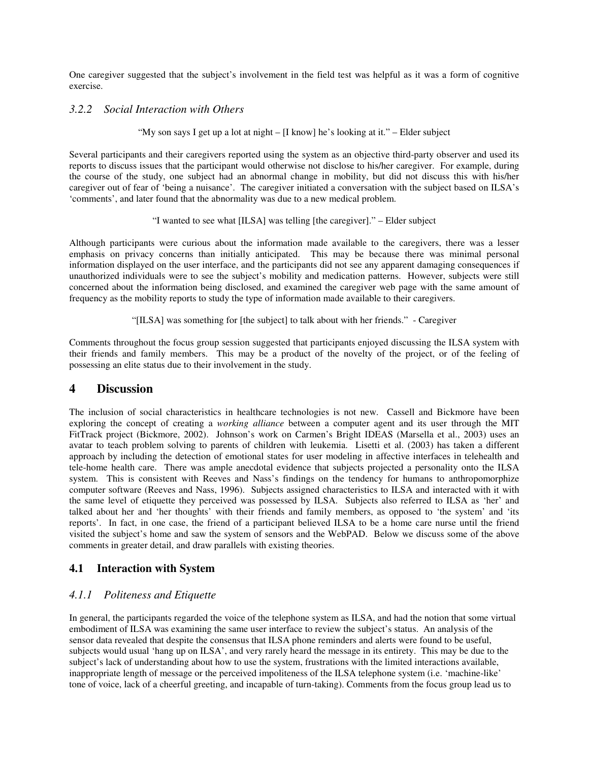One caregiver suggested that the subject's involvement in the field test was helpful as it was a form of cognitive exercise.

### *3.2.2 Social Interaction with Others*

"My son says I get up a lot at night – [I know] he's looking at it." – Elder subject

Several participants and their caregivers reported using the system as an objective third-party observer and used its reports to discuss issues that the participant would otherwise not disclose to his/her caregiver. For example, during the course of the study, one subject had an abnormal change in mobility, but did not discuss this with his/her caregiver out of fear of 'being a nuisance'. The caregiver initiated a conversation with the subject based on ILSA's 'comments', and later found that the abnormality was due to a new medical problem.

"I wanted to see what [ILSA] was telling [the caregiver]." – Elder subject

Although participants were curious about the information made available to the caregivers, there was a lesser emphasis on privacy concerns than initially anticipated. This may be because there was minimal personal information displayed on the user interface, and the participants did not see any apparent damaging consequences if unauthorized individuals were to see the subject's mobility and medication patterns. However, subjects were still concerned about the information being disclosed, and examined the caregiver web page with the same amount of frequency as the mobility reports to study the type of information made available to their caregivers.

"[ILSA] was something for [the subject] to talk about with her friends." - Caregiver

Comments throughout the focus group session suggested that participants enjoyed discussing the ILSA system with their friends and family members. This may be a product of the novelty of the project, or of the feeling of possessing an elite status due to their involvement in the study.

# 4 Discussion

The inclusion of social characteristics in healthcare technologies is not new. Cassell and Bickmore have been exploring the concept of creating a *working alliance* between a computer agent and its user through the MIT FitTrack project (Bickmore, 2002). Johnson's work on Carmen's Bright IDEAS (Marsella et al., 2003) uses an avatar to teach problem solving to parents of children with leukemia. Lisetti et al. (2003) has taken a different approach by including the detection of emotional states for user modeling in affective interfaces in telehealth and tele-home health care. There was ample anecdotal evidence that subjects projected a personality onto the ILSA system. This is consistent with Reeves and Nass's findings on the tendency for humans to anthropomorphize computer software (Reeves and Nass, 1996). Subjects assigned characteristics to ILSA and interacted with it with the same level of etiquette they perceived was possessed by ILSA. Subjects also referred to ILSA as 'her' and talked about her and 'her thoughts' with their friends and family members, as opposed to 'the system' and 'its reports'. In fact, in one case, the friend of a participant believed ILSA to be a home care nurse until the friend visited the subject's home and saw the system of sensors and the WebPAD. Below we discuss some of the above comments in greater detail, and draw parallels with existing theories.

## 4.1 Interaction with System

### *4.1.1 Politeness and Etiquette*

In general, the participants regarded the voice of the telephone system as ILSA, and had the notion that some virtual embodiment of ILSA was examining the same user interface to review the subject's status. An analysis of the sensor data revealed that despite the consensus that ILSA phone reminders and alerts were found to be useful, subjects would usual 'hang up on ILSA', and very rarely heard the message in its entirety. This may be due to the subject's lack of understanding about how to use the system, frustrations with the limited interactions available, inappropriate length of message or the perceived impoliteness of the ILSA telephone system (i.e. 'machine-like' tone of voice, lack of a cheerful greeting, and incapable of turn-taking). Comments from the focus group lead us to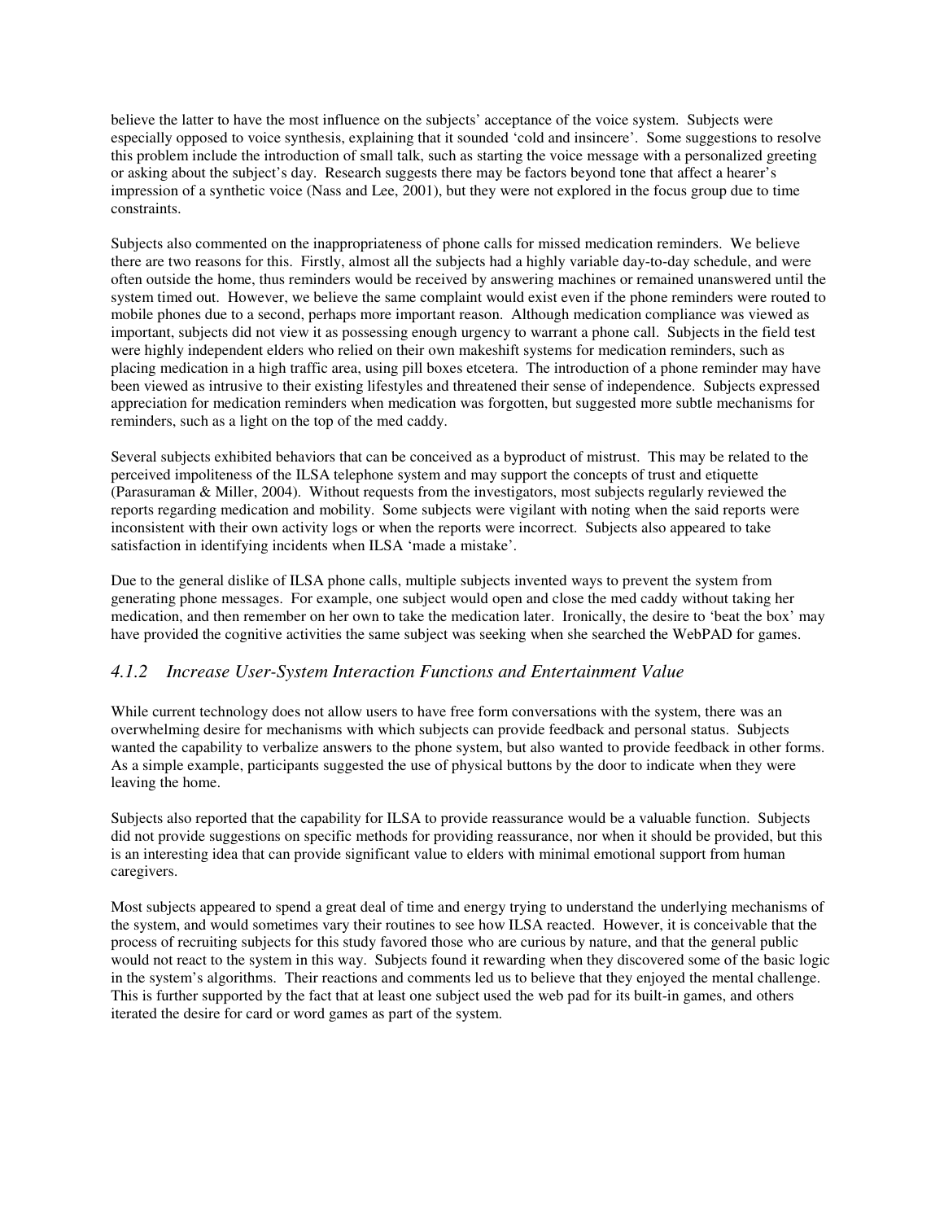believe the latter to have the most influence on the subjects' acceptance of the voice system. Subjects were especially opposed to voice synthesis, explaining that it sounded 'cold and insincere'. Some suggestions to resolve this problem include the introduction of small talk, such as starting the voice message with a personalized greeting or asking about the subject's day. Research suggests there may be factors beyond tone that affect a hearer's impression of a synthetic voice (Nass and Lee, 2001), but they were not explored in the focus group due to time constraints.

Subjects also commented on the inappropriateness of phone calls for missed medication reminders. We believe there are two reasons for this. Firstly, almost all the subjects had a highly variable day-to-day schedule, and were often outside the home, thus reminders would be received by answering machines or remained unanswered until the system timed out. However, we believe the same complaint would exist even if the phone reminders were routed to mobile phones due to a second, perhaps more important reason. Although medication compliance was viewed as important, subjects did not view it as possessing enough urgency to warrant a phone call. Subjects in the field test were highly independent elders who relied on their own makeshift systems for medication reminders, such as placing medication in a high traffic area, using pill boxes etcetera. The introduction of a phone reminder may have been viewed as intrusive to their existing lifestyles and threatened their sense of independence. Subjects expressed appreciation for medication reminders when medication was forgotten, but suggested more subtle mechanisms for reminders, such as a light on the top of the med caddy.

Several subjects exhibited behaviors that can be conceived as a byproduct of mistrust. This may be related to the perceived impoliteness of the ILSA telephone system and may support the concepts of trust and etiquette (Parasuraman & Miller, 2004). Without requests from the investigators, most subjects regularly reviewed the reports regarding medication and mobility. Some subjects were vigilant with noting when the said reports were inconsistent with their own activity logs or when the reports were incorrect. Subjects also appeared to take satisfaction in identifying incidents when ILSA 'made a mistake'.

Due to the general dislike of ILSA phone calls, multiple subjects invented ways to prevent the system from generating phone messages. For example, one subject would open and close the med caddy without taking her medication, and then remember on her own to take the medication later. Ironically, the desire to 'beat the box' may have provided the cognitive activities the same subject was seeking when she searched the WebPAD for games.

### *4.1.2 Increase User-System Interaction Functions and Entertainment Value*

While current technology does not allow users to have free form conversations with the system, there was an overwhelming desire for mechanisms with which subjects can provide feedback and personal status. Subjects wanted the capability to verbalize answers to the phone system, but also wanted to provide feedback in other forms. As a simple example, participants suggested the use of physical buttons by the door to indicate when they were leaving the home.

Subjects also reported that the capability for ILSA to provide reassurance would be a valuable function. Subjects did not provide suggestions on specific methods for providing reassurance, nor when it should be provided, but this is an interesting idea that can provide significant value to elders with minimal emotional support from human caregivers.

Most subjects appeared to spend a great deal of time and energy trying to understand the underlying mechanisms of the system, and would sometimes vary their routines to see how ILSA reacted. However, it is conceivable that the process of recruiting subjects for this study favored those who are curious by nature, and that the general public would not react to the system in this way. Subjects found it rewarding when they discovered some of the basic logic in the system's algorithms. Their reactions and comments led us to believe that they enjoyed the mental challenge. This is further supported by the fact that at least one subject used the web pad for its built-in games, and others iterated the desire for card or word games as part of the system.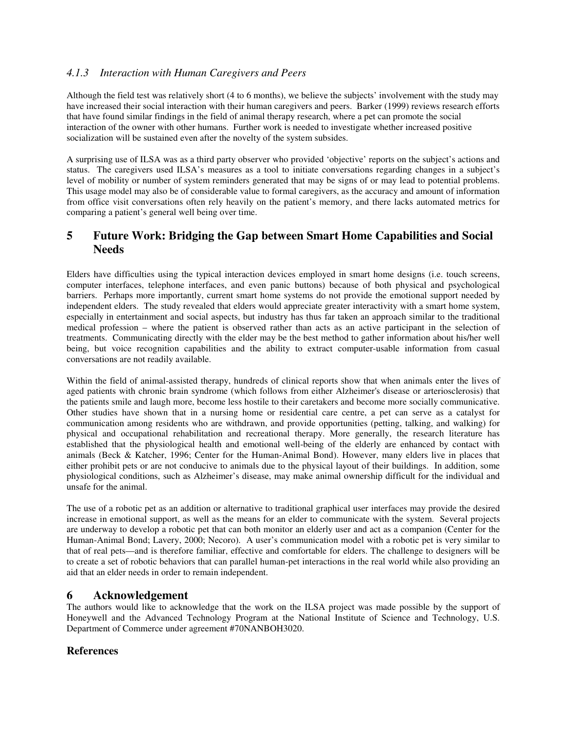### *4.1.3 Interaction with Human Caregivers and Peers*

Although the field test was relatively short (4 to 6 months), we believe the subjects' involvement with the study may have increased their social interaction with their human caregivers and peers. Barker (1999) reviews research efforts that have found similar findings in the field of animal therapy research, where a pet can promote the social interaction of the owner with other humans. Further work is needed to investigate whether increased positive socialization will be sustained even after the novelty of the system subsides.

A surprising use of ILSA was as a third party observer who provided 'objective' reports on the subject's actions and status. The caregivers used ILSA's measures as a tool to initiate conversations regarding changes in a subject's level of mobility or number of system reminders generated that may be signs of or may lead to potential problems. This usage model may also be of considerable value to formal caregivers, as the accuracy and amount of information from office visit conversations often rely heavily on the patient's memory, and there lacks automated metrics for comparing a patient's general well being over time.

## 5 Future Work: Bridging the Gap between Smart Home Capabilities and Social Needs

Elders have difficulties using the typical interaction devices employed in smart home designs (i.e. touch screens, computer interfaces, telephone interfaces, and even panic buttons) because of both physical and psychological barriers. Perhaps more importantly, current smart home systems do not provide the emotional support needed by independent elders. The study revealed that elders would appreciate greater interactivity with a smart home system, especially in entertainment and social aspects, but industry has thus far taken an approach similar to the traditional medical profession – where the patient is observed rather than acts as an active participant in the selection of treatments. Communicating directly with the elder may be the best method to gather information about his/her well being, but voice recognition capabilities and the ability to extract computer-usable information from casual conversations are not readily available.

Within the field of animal-assisted therapy, hundreds of clinical reports show that when animals enter the lives of aged patients with chronic brain syndrome (which follows from either Alzheimer's disease or arteriosclerosis) that the patients smile and laugh more, become less hostile to their caretakers and become more socially communicative. Other studies have shown that in a nursing home or residential care centre, a pet can serve as a catalyst for communication among residents who are withdrawn, and provide opportunities (petting, talking, and walking) for physical and occupational rehabilitation and recreational therapy. More generally, the research literature has established that the physiological health and emotional well-being of the elderly are enhanced by contact with animals (Beck & Katcher, 1996; Center for the Human-Animal Bond). However, many elders live in places that either prohibit pets or are not conducive to animals due to the physical layout of their buildings. In addition, some physiological conditions, such as Alzheimer's disease, may make animal ownership difficult for the individual and unsafe for the animal.

The use of a robotic pet as an addition or alternative to traditional graphical user interfaces may provide the desired increase in emotional support, as well as the means for an elder to communicate with the system. Several projects are underway to develop a robotic pet that can both monitor an elderly user and act as a companion (Center for the Human-Animal Bond; Lavery, 2000; Necoro). A user's communication model with a robotic pet is very similar to that of real pets—and is therefore familiar, effective and comfortable for elders. The challenge to designers will be to create a set of robotic behaviors that can parallel human-pet interactions in the real world while also providing an aid that an elder needs in order to remain independent.

## 6 Acknowledgement

The authors would like to acknowledge that the work on the ILSA project was made possible by the support of Honeywell and the Advanced Technology Program at the National Institute of Science and Technology, U.S. Department of Commerce under agreement #70NANBOH3020.

## References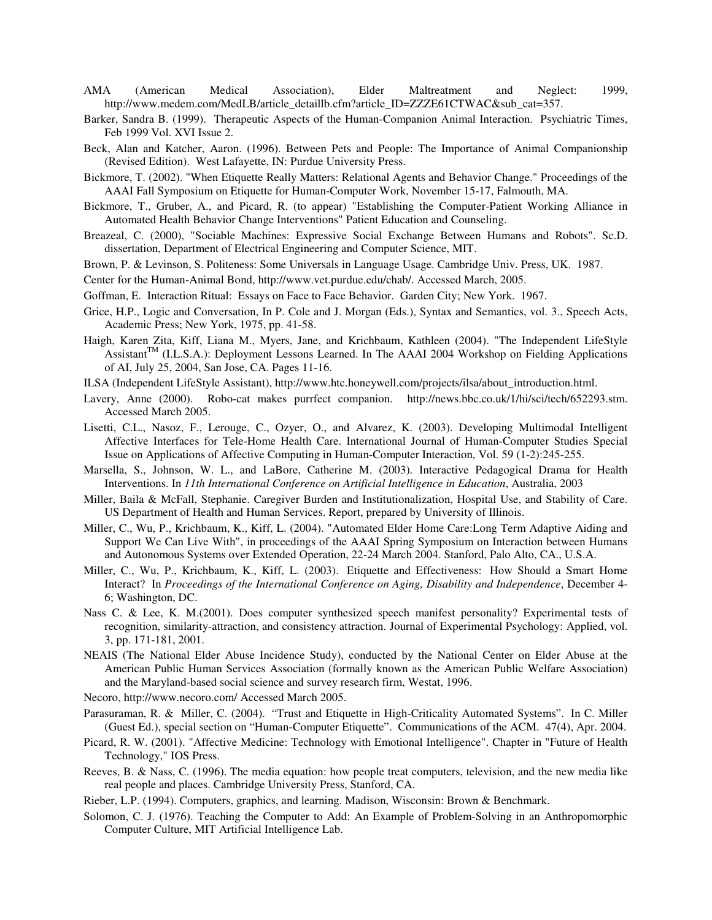AMA (American Medical Association), Elder Maltreatment and Neglect: 1999, http://www.medem.com/MedLB/article_detaillb.cfm?article_ID=ZZZE61CTWAC&sub_cat=357.

Barker, Sandra B. (1999). Therapeutic Aspects of the Human-Companion Animal Interaction. Psychiatric Times, Feb 1999 Vol. XVI Issue 2.

Beck, Alan and Katcher, Aaron. (1996). Between Pets and People: The Importance of Animal Companionship (Revised Edition). West Lafayette, IN: Purdue University Press.

Bickmore, T. (2002). "When Etiquette Really Matters: Relational Agents and Behavior Change." Proceedings of the AAAI Fall Symposium on Etiquette for Human-Computer Work, November 15-17, Falmouth, MA.

Bickmore, T., Gruber, A., and Picard, R. (to appear) "Establishing the Computer-Patient Working Alliance in Automated Health Behavior Change Interventions" Patient Education and Counseling.

Breazeal, C. (2000), "Sociable Machines: Expressive Social Exchange Between Humans and Robots". Sc.D. dissertation, Department of Electrical Engineering and Computer Science, MIT.

Brown, P. & Levinson, S. Politeness: Some Universals in Language Usage. Cambridge Univ. Press, UK. 1987.

Center for the Human-Animal Bond, http://www.vet.purdue.edu/chab/. Accessed March, 2005.

Goffman, E. Interaction Ritual: Essays on Face to Face Behavior. Garden City; New York. 1967.

Grice, H.P., Logic and Conversation, In P. Cole and J. Morgan (Eds.), Syntax and Semantics, vol. 3., Speech Acts, Academic Press; New York, 1975, pp. 41-58.

Haigh, Karen Zita, Kiff, Liana M., Myers, Jane, and Krichbaum, Kathleen (2004). "The Independent LifeStyle Assistant™ (I.L.S.A.): Deployment Lessons Learned. In The AAAI 2004 Workshop on Fielding Applications of AI, July 25, 2004, San Jose, CA. Pages 11-16.

ILSA (Independent LifeStyle Assistant), http://www.htc.honeywell.com/projects/ilsa/about_introduction.html.

Lavery, Anne (2000). Robo-cat makes purrfect companion. http://news.bbc.co.uk/1/hi/sci/tech/652293.stm. Accessed March 2005.

Lisetti, C.L., Nasoz, F., Lerouge, C., Ozyer, O., and Alvarez, K. (2003). Developing Multimodal Intelligent Affective Interfaces for Tele-Home Health Care. International Journal of Human-Computer Studies Special Issue on Applications of Affective Computing in Human-Computer Interaction, Vol. 59 (1-2):245-255.

Marsella, S., Johnson, W. L., and LaBore, Catherine M. (2003). Interactive Pedagogical Drama for Health Interventions. In *11th International Conference on Artificial Intelligence in Education*, Australia, 2003

Miller, Baila & McFall, Stephanie. Caregiver Burden and Institutionalization, Hospital Use, and Stability of Care. US Department of Health and Human Services. Report, prepared by University of Illinois.

Miller, C., Wu, P., Krichbaum, K., Kiff, L. (2004). "Automated Elder Home Care:Long Term Adaptive Aiding and Support We Can Live With", in proceedings of the AAAI Spring Symposium on Interaction between Humans and Autonomous Systems over Extended Operation, 22-24 March 2004. Stanford, Palo Alto, CA., U.S.A.

Miller, C., Wu, P., Krichbaum, K., Kiff, L. (2003). Etiquette and Effectiveness: How Should a Smart Home Interact? In *Proceedings of the International Conference on Aging, Disability and Independence*, December 4-6; Washington, DC.

Nass C. & Lee, K. M.(2001). Does computer synthesized speech manifest personality? Experimental tests of recognition, similarity-attraction, and consistency attraction. Journal of Experimental Psychology: Applied, vol. 3, pp. 171-181, 2001.

NEAIS (The National Elder Abuse Incidence Study), conducted by the National Center on Elder Abuse at the American Public Human Services Association (formally known as the American Public Welfare Association) and the Maryland-based social science and survey research firm, Westat, 1996.

Necoro, http://www.necoro.com/ Accessed March 2005.

Parasuraman, R. & Miller, C. (2004). "Trust and Etiquette in High-Criticality Automated Systems". In C. Miller (Guest Ed.), special section on "Human-Computer Etiquette". Communications of the ACM. 47(4), Apr. 2004.

Picard, R. W. (2001). "Affective Medicine: Technology with Emotional Intelligence". Chapter in "Future of Health Technology," IOS Press.

Reeves, B. & Nass, C. (1996). The media equation: how people treat computers, television, and the new media like real people and places. Cambridge University Press, Stanford, CA.

Rieber, L.P. (1994). Computers, graphics, and learning. Madison, Wisconsin: Brown & Benchmark.

Solomon, C. J. (1976). Teaching the Computer to Add: An Example of Problem-Solving in an Anthropomorphic Computer Culture, MIT Artificial Intelligence Lab.